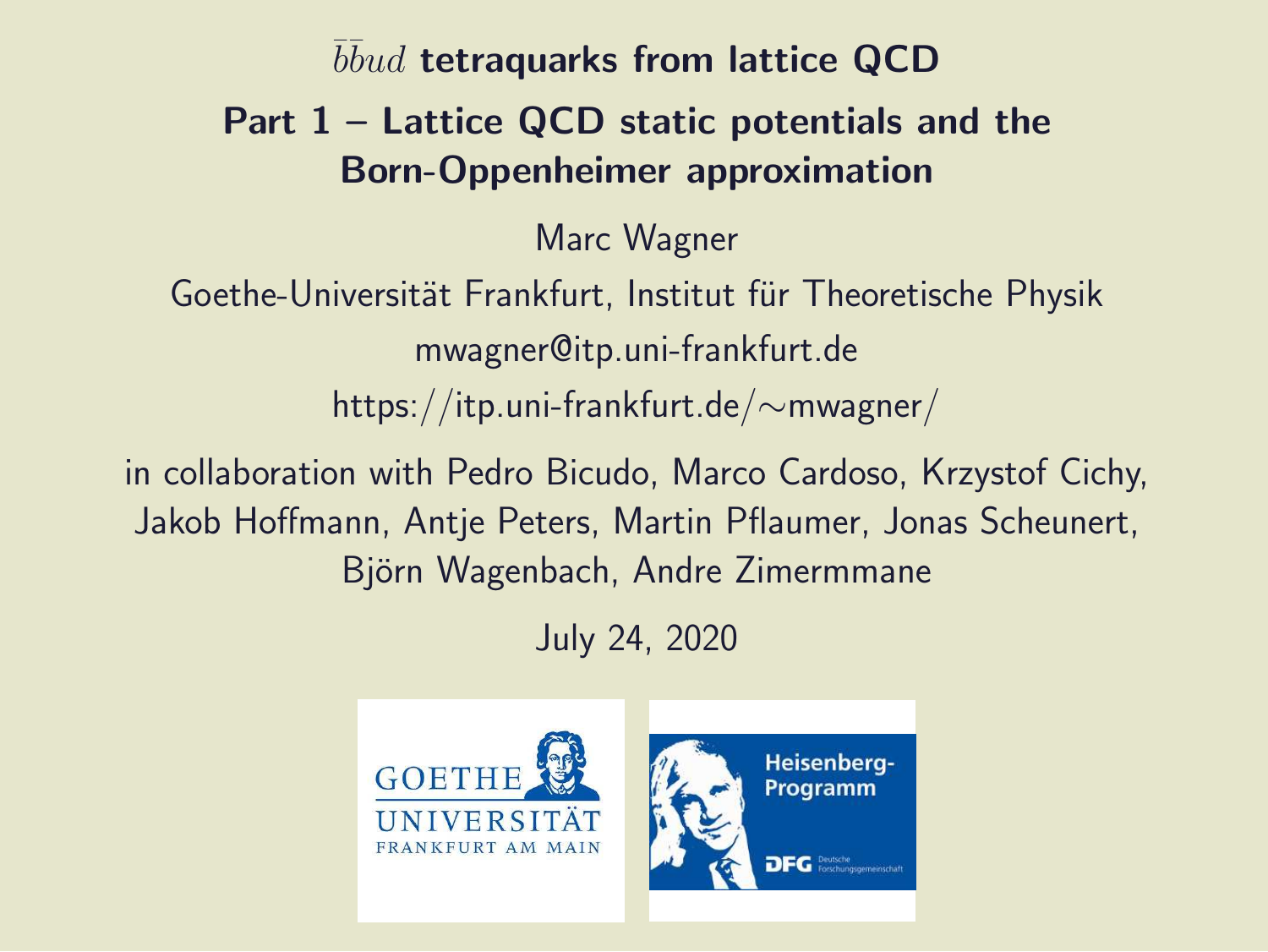# $\bar{b}\bar{b}ud$ tetraquarks from lattice QCD

## Part 1 – Lattice QCD static potentials and the Born-Oppenheimer approximation

Marc Wagner

Goethe-Universität Frankfurt, Institut für Theoretische Physik

mwagner@itp.uni-frankfurt.de

https://itp.uni-frankfurt.de/∼mwagner/

in collaboration with Pedro Bicudo, Marco Cardoso, Krzystof Cichy, Jakob Hoffmann, Antje Peters, Martin Pflaumer, Jonas Scheunert, Björn Wagenbach, Andre Zimermmane

July 24, 2020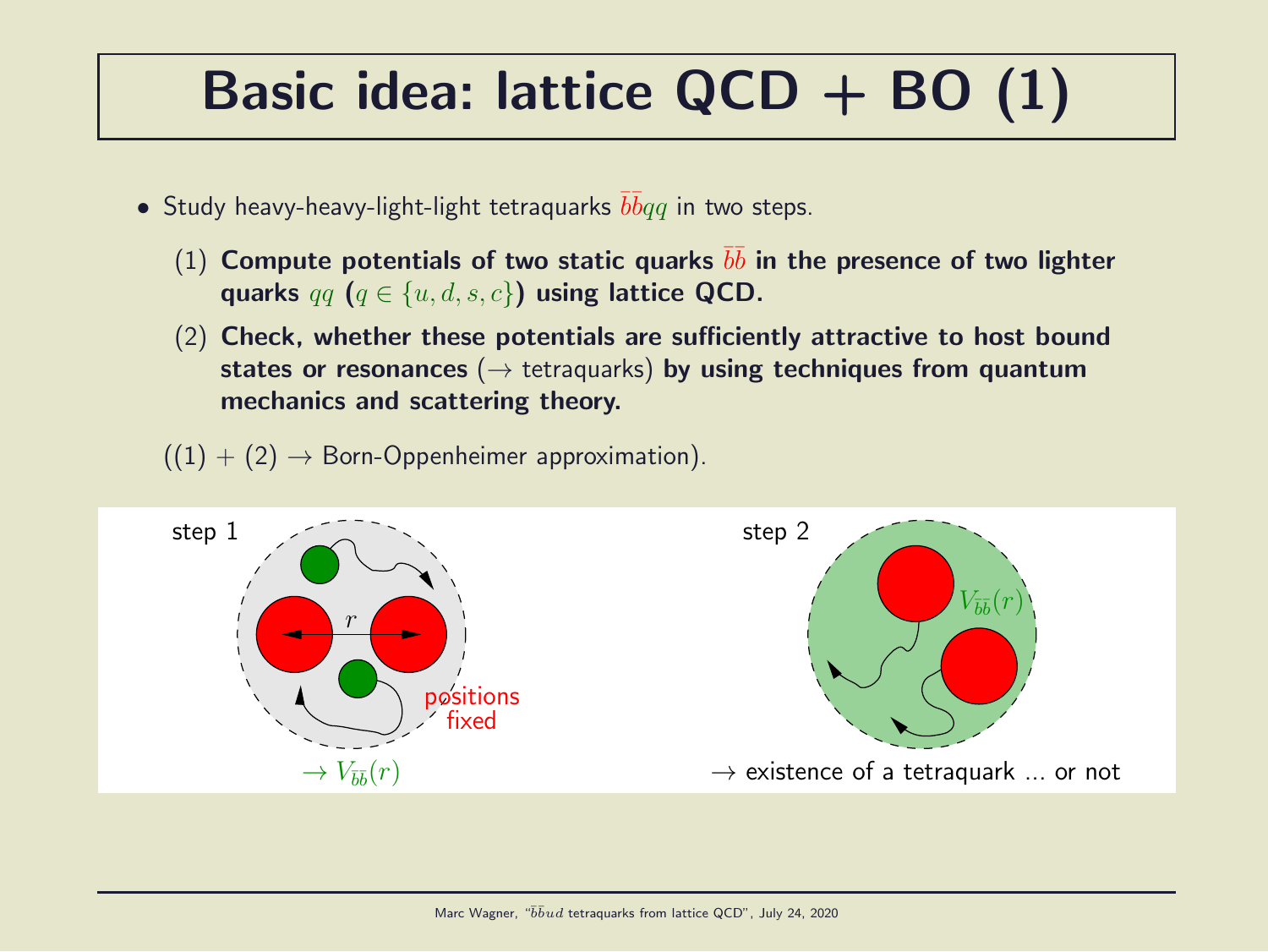# Basic idea: lattice QCD + BO (1)

- Study heavy-heavy-light-light tetraquarks $\bar{b}\bar{b}qq$ in two steps.
  1. **Compute potentials of two static quarks $\bar{b}\bar{b}$ in the presence of two lighter quarks $qq$ ($q \in \{u, d, s, c\}$) using lattice QCD.**
  2. **Check, whether these potentials are sufficiently attractive to host bound states or resonances** ($\rightarrow$ tetraquarks) **by using techniques from quantum mechanics and scattering theory.**

  ((1) + (2) $\rightarrow$ Born-Oppenheimer approximation).

step 1

$r$

positions fixed

$\rightarrow V_{\bar{b}\bar{b}}(r)$

step 2

$V_{\bar{b}\bar{b}}(r)$

$\rightarrow$ existence of a tetraquark ... or not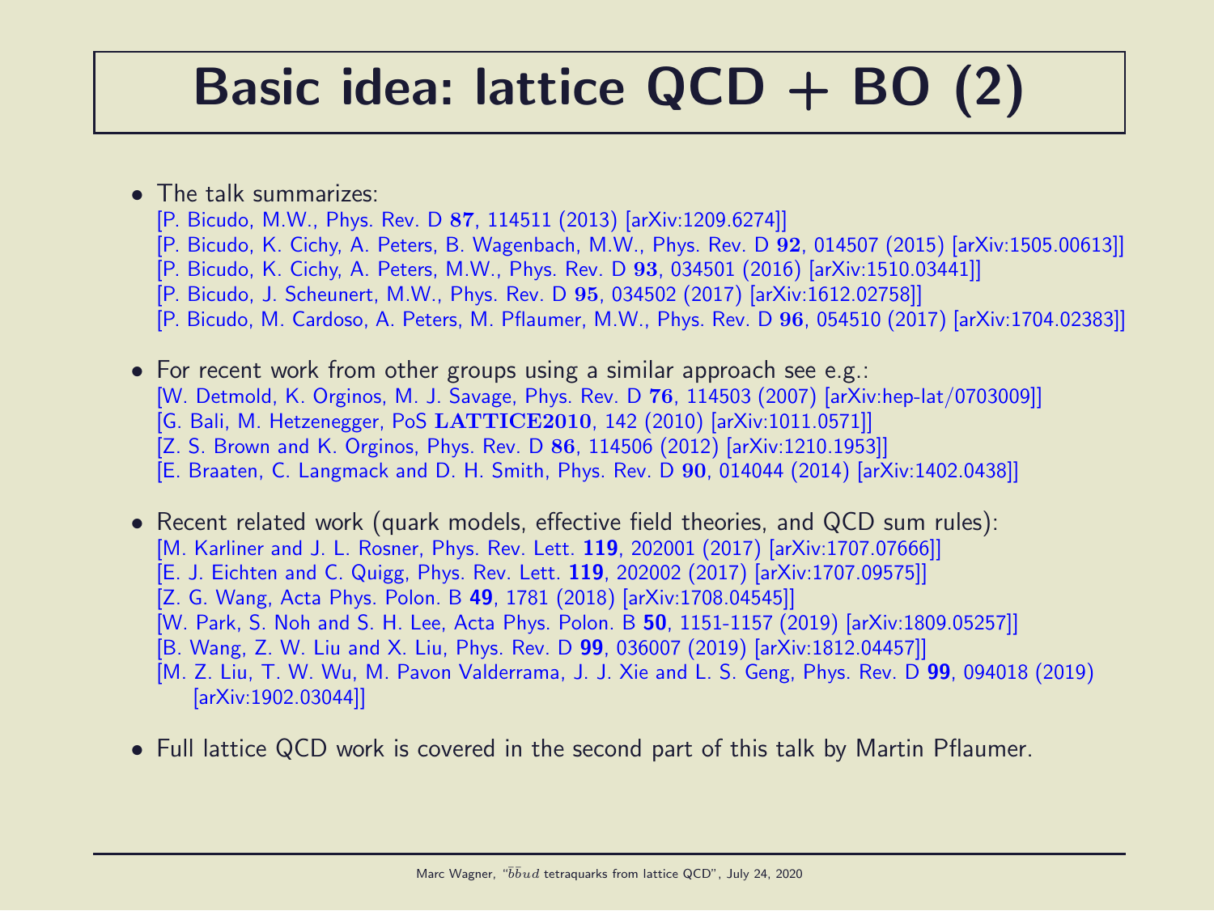# Basic idea: lattice QCD + BO (2)

- The talk summarizes:
  [P. Bicudo, M.W., Phys. Rev. D **87**, 114511 (2013) [arXiv:1209.6274]]
  [P. Bicudo, K. Cichy, A. Peters, B. Wagenbach, M.W., Phys. Rev. D **92**, 014507 (2015) [arXiv:1505.00613]]
  [P. Bicudo, K. Cichy, A. Peters, M.W., Phys. Rev. D **93**, 034501 (2016) [arXiv:1510.03441]]
  [P. Bicudo, J. Scheunert, M.W., Phys. Rev. D **95**, 034502 (2017) [arXiv:1612.02758]]
  [P. Bicudo, M. Cardoso, A. Peters, M. Pflaumer, M.W., Phys. Rev. D **96**, 054510 (2017) [arXiv:1704.02383]]

- For recent work from other groups using a similar approach see e.g.:
  [W. Detmold, K. Orginos, M. J. Savage, Phys. Rev. D **76**, 114503 (2007) [arXiv:hep-lat/0703009]]
  [G. Bali, M. Hetzenegger, PoS **LATTICE2010**, 142 (2010) [arXiv:1011.0571]]
  [Z. S. Brown and K. Orginos, Phys. Rev. D **86**, 114506 (2012) [arXiv:1210.1953]]
  [E. Braaten, C. Langmack and D. H. Smith, Phys. Rev. D **90**, 014044 (2014) [arXiv:1402.0438]]

- Recent related work (quark models, effective field theories, and QCD sum rules):
  [M. Karliner and J. L. Rosner, Phys. Rev. Lett. **119**, 202001 (2017) [arXiv:1707.07666]]
  [E. J. Eichten and C. Quigg, Phys. Rev. Lett. **119**, 202002 (2017) [arXiv:1707.09575]]
  [Z. G. Wang, Acta Phys. Polon. B **49**, 1781 (2018) [arXiv:1708.04545]]
  [W. Park, S. Noh and S. H. Lee, Acta Phys. Polon. B **50**, 1151-1157 (2019) [arXiv:1809.05257]]
  [B. Wang, Z. W. Liu and X. Liu, Phys. Rev. D **99**, 036007 (2019) [arXiv:1812.04457]]
  [M. Z. Liu, T. W. Wu, M. Pavon Valderrama, J. J. Xie and L. S. Geng, Phys. Rev. D **99**, 094018 (2019) [arXiv:1902.03044]]

- Full lattice QCD work is covered in the second part of this talk by Martin Pflaumer.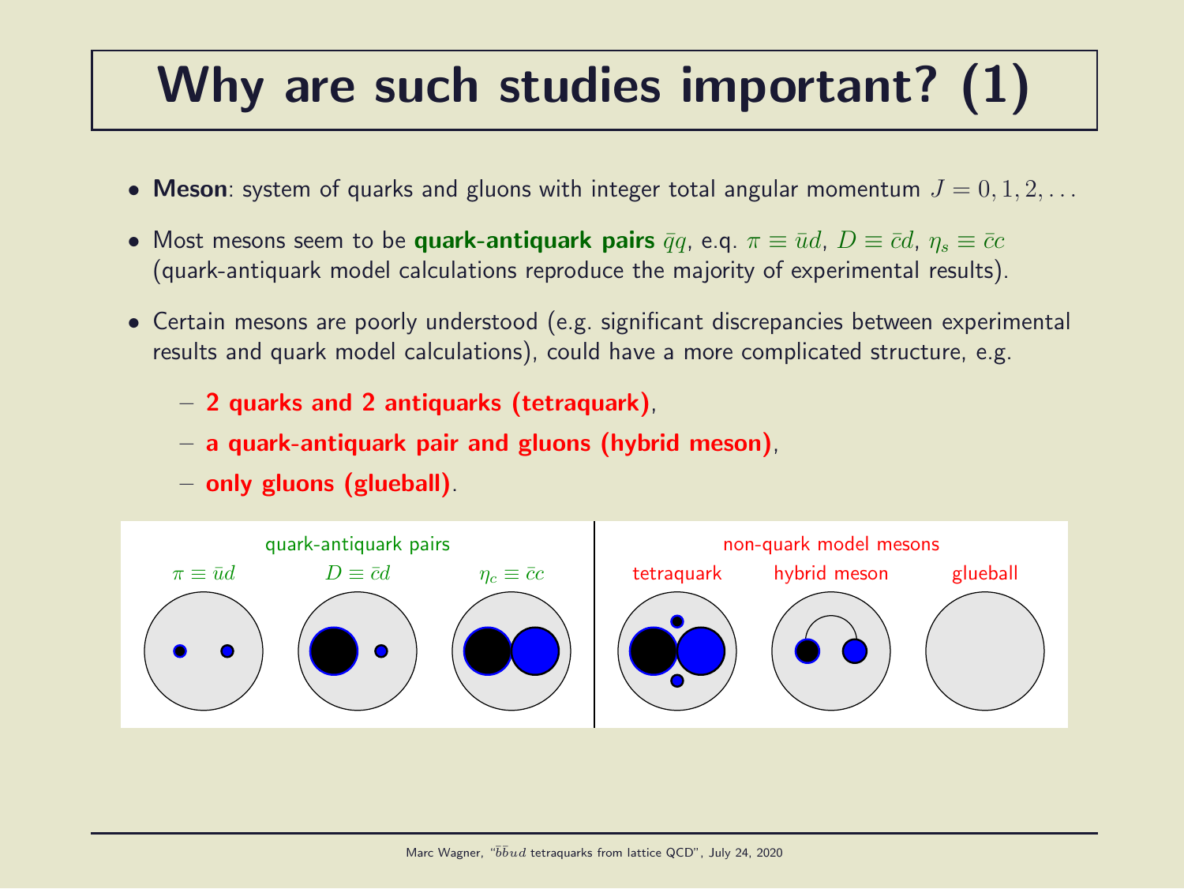# Why are such studies important? (1)

- **Meson**: system of quarks and gluons with integer total angular momentum $J = 0, 1, 2, \ldots$
- Most mesons seem to be **quark-antiquark pairs** $\bar{q}q$, e.g. $\pi \equiv \bar{u}d$, $D \equiv \bar{c}d$, $\eta_s \equiv \bar{c}c$ (quark-antiquark model calculations reproduce the majority of experimental results).
- Certain mesons are poorly understood (e.g. significant discrepancies between experimental results and quark model calculations), could have a more complicated structure, e.g.
  - **2 quarks and 2 antiquarks (tetraquark)**,
  - **a quark-antiquark pair and gluons (hybrid meson)**,
  - **only gluons (glueball)**.

quark-antiquark pairs: $\pi \equiv \bar{u}d$, $D \equiv \bar{c}d$, $\eta_c \equiv \bar{c}c$

non-quark model mesons: tetraquark, hybrid meson, glueball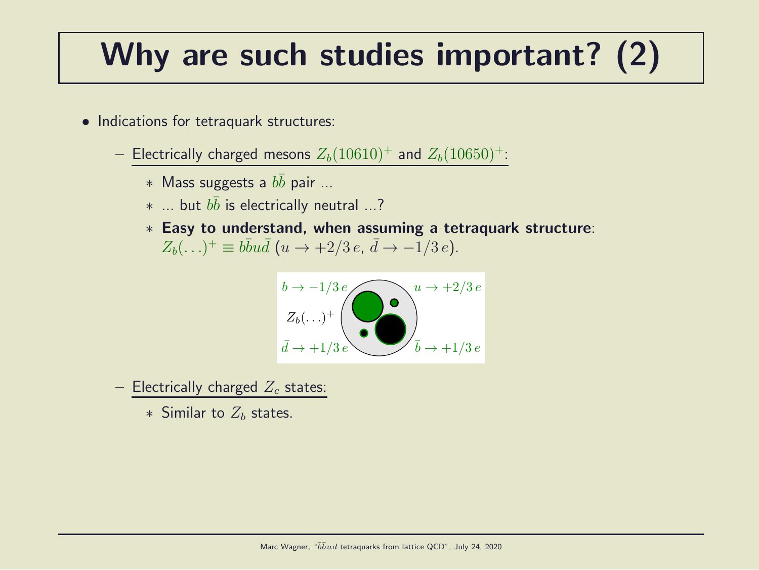# Why are such studies important? (2)

- Indications for tetraquark structures:
  - Electrically charged mesons $Z_b(10610)^+$ and $Z_b(10650)^+$:
    - Mass suggests a $b\bar{b}$ pair ...
    - ... but $b\bar{b}$ is electrically neutral ...?
    - **Easy to understand, when assuming a tetraquark structure**: $Z_b(\ldots)^+ \equiv b\bar{b}u\bar{d}$ ($u \rightarrow +2/3\,e$, $\bar{d} \rightarrow -1/3\,e$).

$b \rightarrow -1/3\,e$, $u \rightarrow +2/3\,e$, $Z_b(\ldots)^+$, $\bar{d} \rightarrow +1/3\,e$, $\bar{b} \rightarrow +1/3\,e$

  - Electrically charged $Z_c$ states:
    - Similar to $Z_b$ states.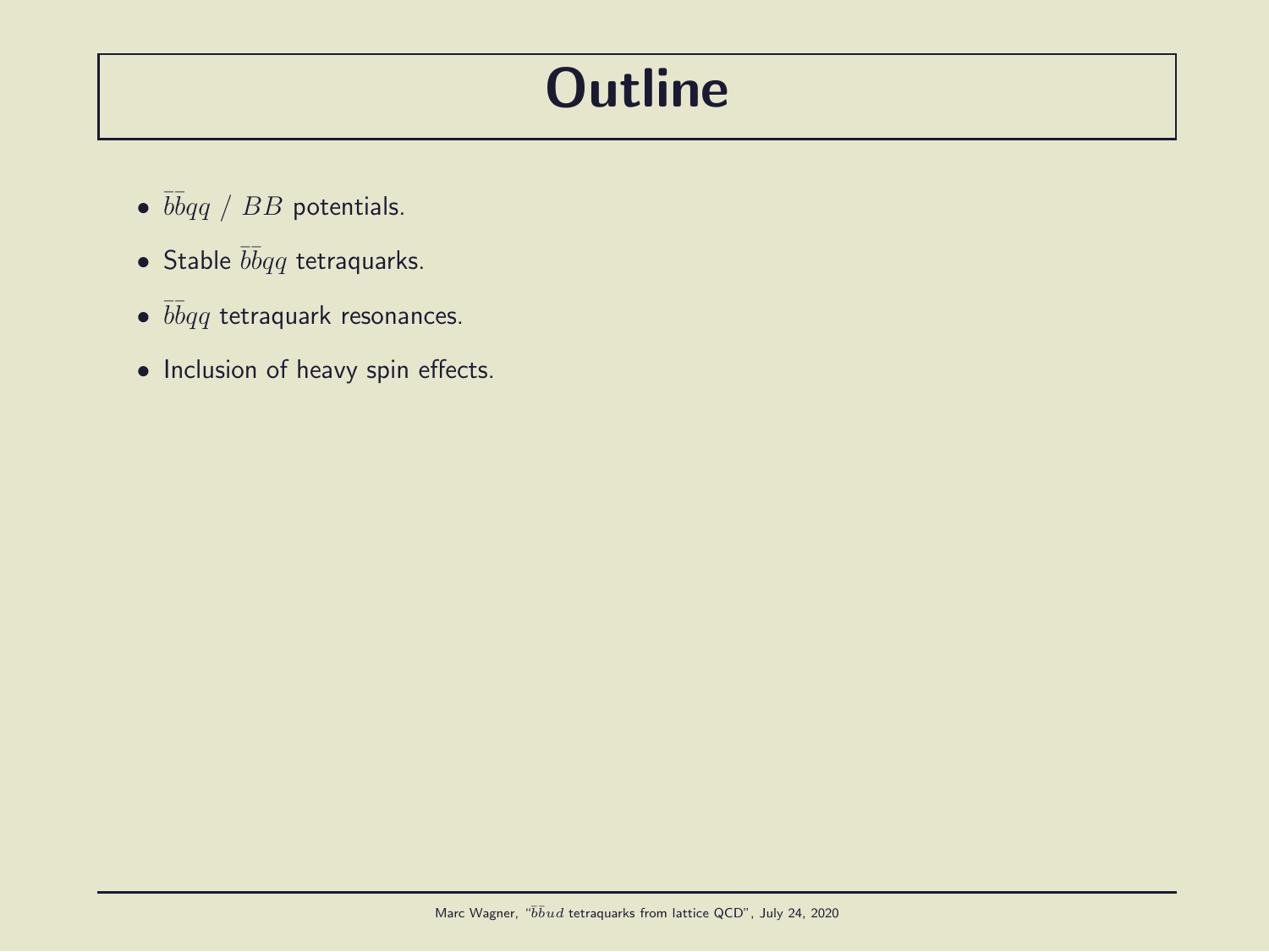# Outline

- $\bar{b}\bar{b}qq$ / $BB$ potentials.
- Stable $\bar{b}\bar{b}qq$ tetraquarks.
- $\bar{b}\bar{b}qq$ tetraquark resonances.
- Inclusion of heavy spin effects.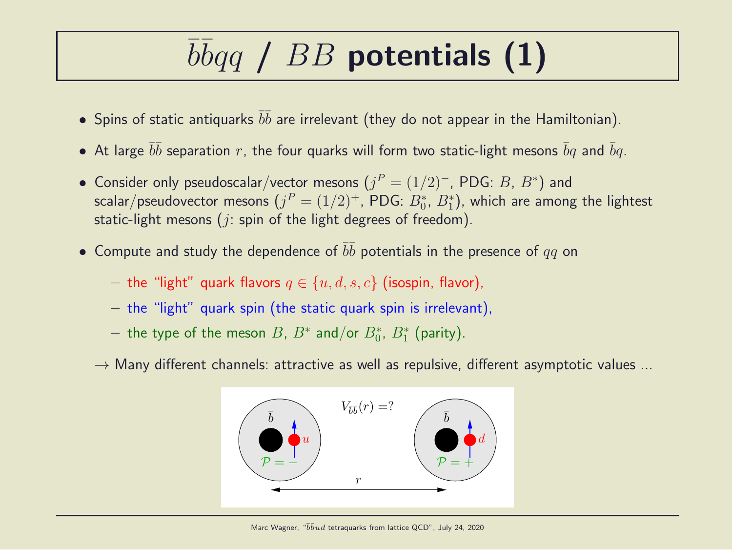# $\bar{b}\bar{b}qq$ / $BB$ potentials (1)

- Spins of static antiquarks $\bar{b}\bar{b}$ are irrelevant (they do not appear in the Hamiltonian).
- At large $\bar{b}\bar{b}$ separation $r$, the four quarks will form two static-light mesons $\bar{b}q$ and $\bar{b}q$.
- Consider only pseudoscalar/vector mesons ($j^P = (1/2)^-$, PDG: $B$, $B^*$) and scalar/pseudovector mesons ($j^P = (1/2)^+$, PDG: $B_0^*$, $B_1^*$), which are among the lightest static-light mesons ($j$: spin of the light degrees of freedom).
- Compute and study the dependence of $\bar{b}\bar{b}$ potentials in the presence of $qq$ on
  - the "light" quark flavors $q \in \{u, d, s, c\}$ (isospin, flavor),
  - the "light" quark spin (the static quark spin is irrelevant),
  - the type of the meson $B$, $B^*$ and/or $B_0^*$, $B_1^*$ (parity).

  $\rightarrow$ Many different channels: attractive as well as repulsive, different asymptotic values ...

$V_{\bar{b}\bar{b}}(r) = ?$

$\bar{b}$ $u$ $\mathcal{P} = -$ $\bar{b}$ $d$ $\mathcal{P} = +$ $r$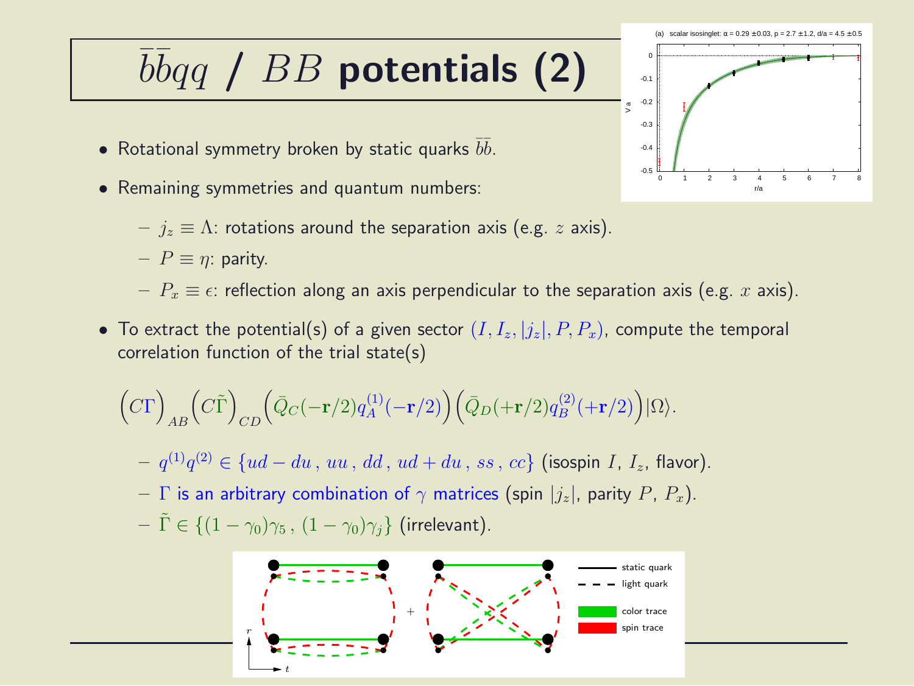# $\bar{b}\bar{b}qq$ / $BB$ potentials (2)

- Rotational symmetry broken by static quarks $\bar{b}\bar{b}$.
- Remaining symmetries and quantum numbers:
  - $j_z \equiv \Lambda$: rotations around the separation axis (e.g. $z$ axis).
  - $P \equiv \eta$: parity.
  - $P_x \equiv \epsilon$: reflection along an axis perpendicular to the separation axis (e.g. $x$ axis).
- To extract the potential(s) of a given sector $(I, I_z, |j_z|, P, P_x)$, compute the temporal correlation function of the trial state(s)

$$\Big(C\Gamma\Big)_{AB}\Big(C\tilde{\Gamma}\Big)_{CD}\Big(\bar{Q}_C(-\mathbf{r}/2)q_A^{(1)}(-\mathbf{r}/2)\Big)\Big(\bar{Q}_D(+\mathbf{r}/2)q_B^{(2)}(+\mathbf{r}/2)\Big)|\Omega\rangle.$$

  - $q^{(1)}q^{(2)} \in \{ud - du\,,\, uu\,,\, dd\,,\, ud + du\,,\, ss\,,\, cc\}$ (isospin $I$, $I_z$, flavor).
  - $\Gamma$ is an arbitrary combination of $\gamma$ matrices (spin $|j_z|$, parity $P$, $P_x$).
  - $\tilde{\Gamma} \in \{(1 - \gamma_0)\gamma_5\,,\, (1 - \gamma_0)\gamma_j\}$ (irrelevant).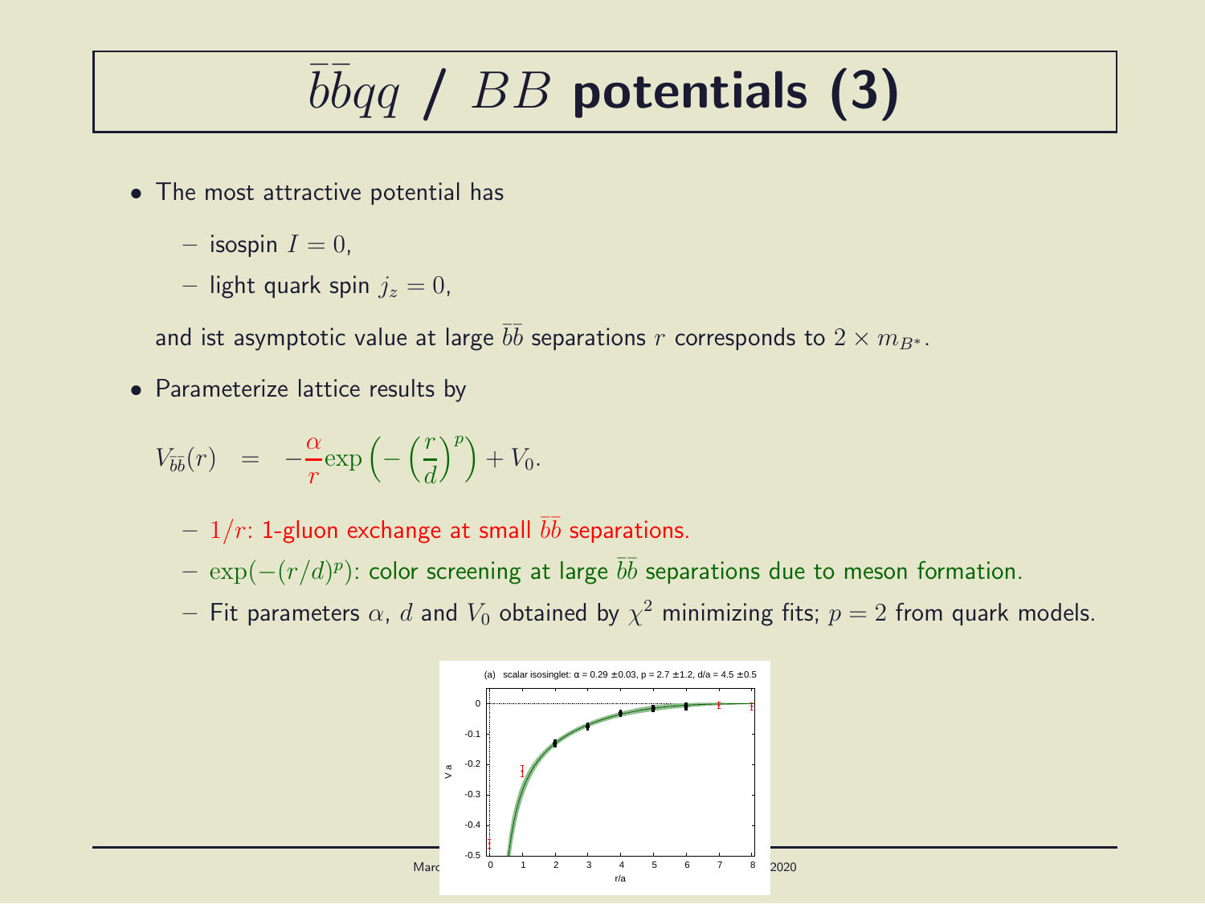# $\bar{b}\bar{b}qq$ / $BB$ potentials (3)

- The most attractive potential has
  - isospin $I = 0$,
  - light quark spin $j_z = 0$,

  and ist asymptotic value at large $\bar{b}\bar{b}$ separations $r$ corresponds to $2 \times m_{B^*}$.

- Parameterize lattice results by

$$V_{\bar{b}\bar{b}}(r) \quad = \quad -\frac{\alpha}{r}\exp\left(-\left(\frac{r}{d}\right)^p\right) + V_0.$$

  - $1/r$: 1-gluon exchange at small $\bar{b}\bar{b}$ separations.
  - $\exp(-(r/d)^p)$: color screening at large $\bar{b}\bar{b}$ separations due to meson formation.
  - Fit parameters $\alpha$, $d$ and $V_0$ obtained by $\chi^2$ minimizing fits; $p = 2$ from quark models.

(a) scalar isosinglet: α = 0.29 ±0.03, p = 2.7 ±1.2, d/a = 4.5 ±0.5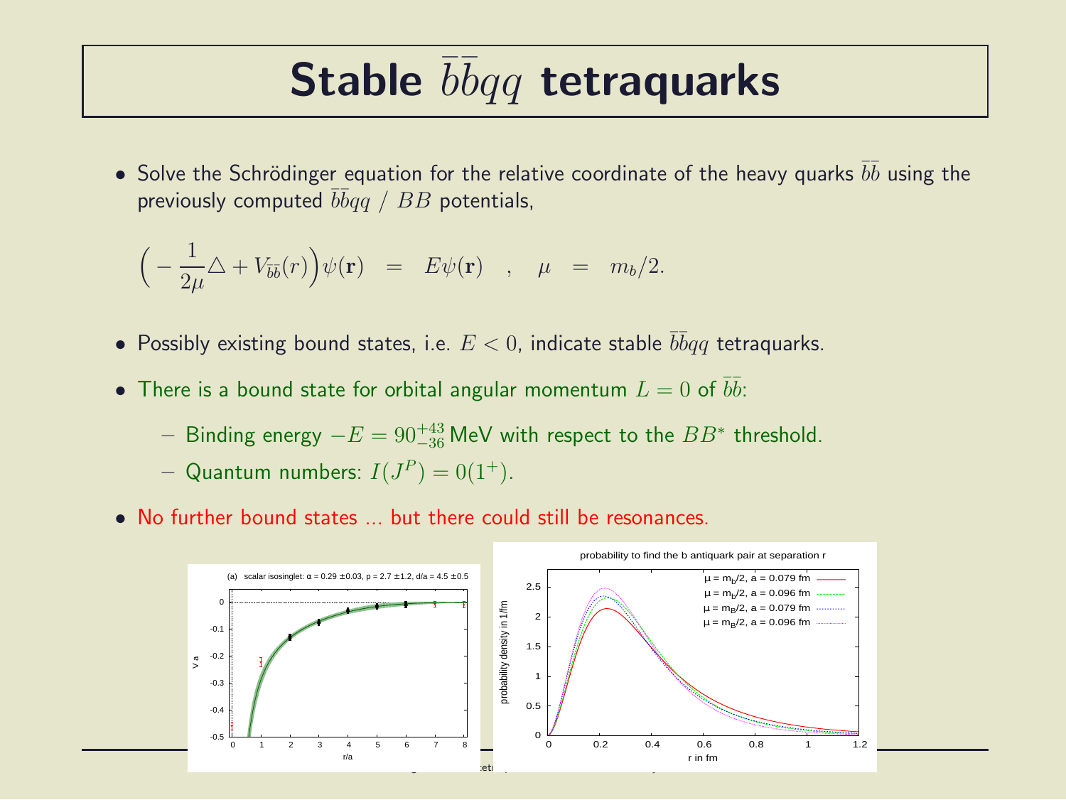# Stable $\bar{b}\bar{b}qq$ tetraquarks

- Solve the Schrödinger equation for the relative coordinate of the heavy quarks $\bar{b}\bar{b}$ using the previously computed $\bar{b}\bar{b}qq$ / $BB$ potentials,

$$\Big( -\frac{1}{2\mu}\triangle + V_{\bar{b}\bar{b}}(r)\Big)\psi(\mathbf{r}) \;\; = \;\; E\psi(\mathbf{r}) \quad , \quad \mu \;\; = \;\; m_b/2.$$

- Possibly existing bound states, i.e. $E < 0$, indicate stable $\bar{b}\bar{b}qq$ tetraquarks.
- There is a bound state for orbital angular momentum $L = 0$ of $\bar{b}\bar{b}$:
  - Binding energy $-E = 90^{+43}_{-36}$ MeV with respect to the $BB^*$ threshold.
  - Quantum numbers: $I(J^P) = 0(1^+)$.
- No further bound states ... but there could still be resonances.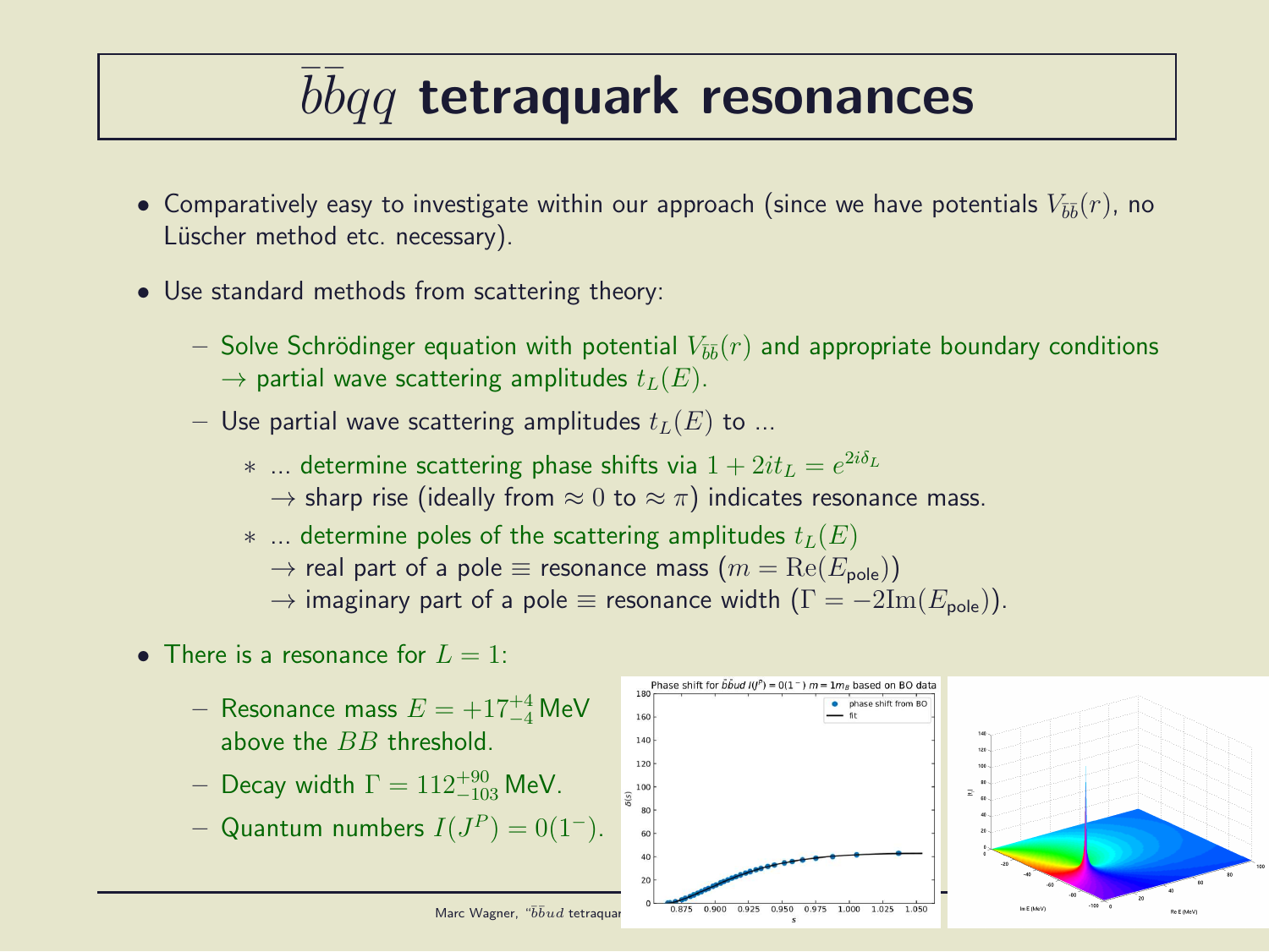# $\bar{b}\bar{b}qq$ tetraquark resonances

- Comparatively easy to investigate within our approach (since we have potentials $V_{\bar{b}\bar{b}}(r)$, no Lüscher method etc. necessary).
- Use standard methods from scattering theory:
  - Solve Schrödinger equation with potential $V_{\bar{b}\bar{b}}(r)$ and appropriate boundary conditions $\rightarrow$ partial wave scattering amplitudes $t_L(E)$.
  - Use partial wave scattering amplitudes $t_L(E)$ to ...
    - ... determine scattering phase shifts via $1 + 2it_L = e^{2i\delta_L}$ $\rightarrow$ sharp rise (ideally from $\approx 0$ to $\approx \pi$) indicates resonance mass.
    - ... determine poles of the scattering amplitudes $t_L(E)$ $\rightarrow$ real part of a pole $\equiv$ resonance mass ($m = \mathrm{Re}(E_{\text{pole}})$) $\rightarrow$ imaginary part of a pole $\equiv$ resonance width ($\Gamma = -2\mathrm{Im}(E_{\text{pole}})$).
- There is a resonance for $L = 1$:
  - Resonance mass $E = +17^{+4}_{-4}$ MeV above the $BB$ threshold.
  - Decay width $\Gamma = 112^{+90}_{-103}$ MeV.
  - Quantum numbers $I(J^P) = 0(1^-)$.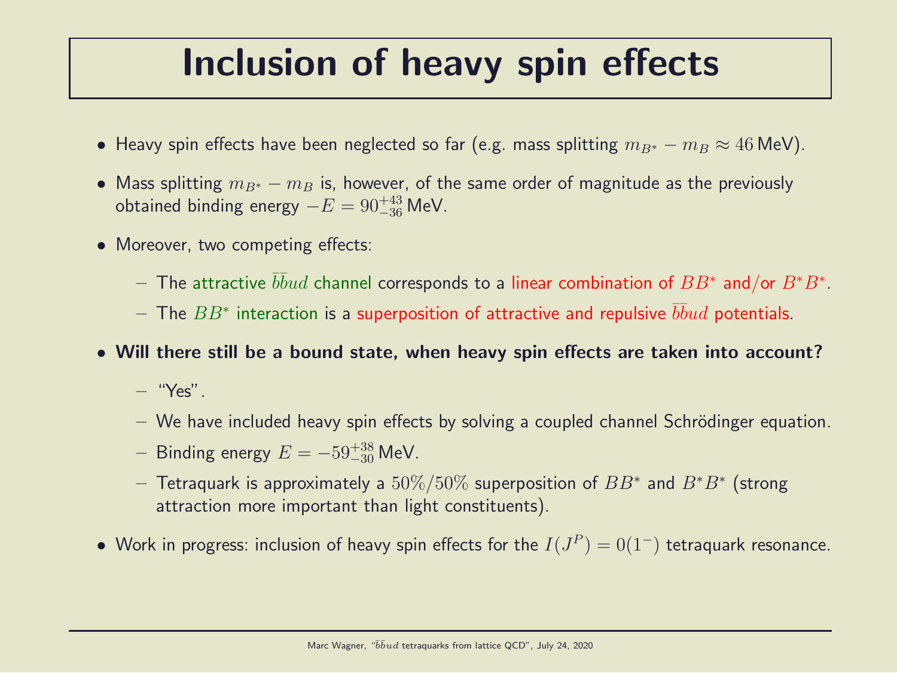# Inclusion of heavy spin effects

- Heavy spin effects have been neglected so far (e.g. mass splitting $m_{B^*} - m_B \approx 46\,\text{MeV}$).
- Mass splitting $m_{B^*} - m_B$ is, however, of the same order of magnitude as the previously obtained binding energy $-E = 90^{+43}_{-36}\,\text{MeV}$.
- Moreover, two competing effects:
  - The attractive $\bar{b}\bar{b}ud$ channel corresponds to a linear combination of $BB^*$ and/or $B^*B^*$.
  - The $BB^*$ interaction is a superposition of attractive and repulsive $\bar{b}\bar{b}ud$ potentials.
- **Will there still be a bound state, when heavy spin effects are taken into account?**
  - "Yes".
  - We have included heavy spin effects by solving a coupled channel Schrödinger equation.
  - Binding energy $E = -59^{+38}_{-30}\,\text{MeV}$.
  - Tetraquark is approximately a $50\%/50\%$ superposition of $BB^*$ and $B^*B^*$ (strong attraction more important than light constituents).
- Work in progress: inclusion of heavy spin effects for the $I(J^P) = 0(1^-)$ tetraquark resonance.